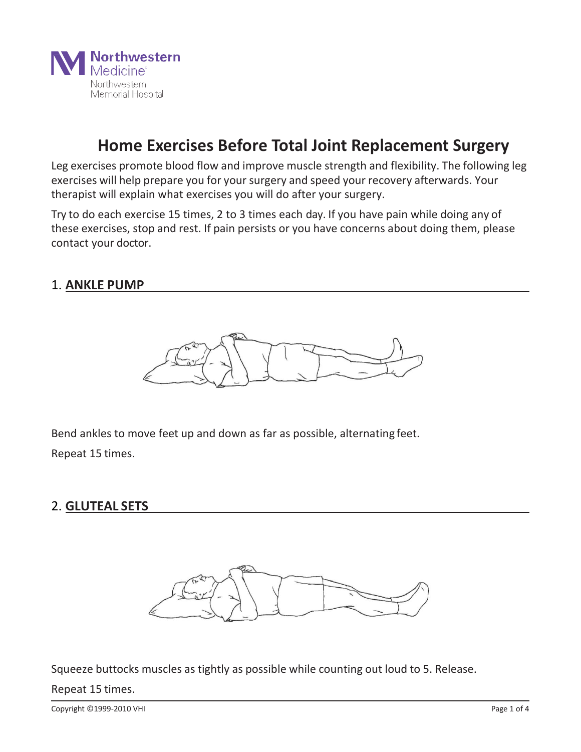Northwestern Medicine
Northwestern Memorial Hospital

# Home Exercises Before Total Joint Replacement Surgery

Leg exercises promote blood flow and improve muscle strength and flexibility. The following leg exercises will help prepare you for your surgery and speed your recovery afterwards. Your therapist will explain what exercises you will do after your surgery.

Try to do each exercise 15 times, 2 to 3 times each day. If you have pain while doing any of these exercises, stop and rest. If pain persists or you have concerns about doing them, please contact your doctor.

## 1. **ANKLE PUMP**

Bend ankles to move feet up and down as far as possible, alternating feet.

Repeat 15 times.

## 2. **GLUTEAL SETS**

Squeeze buttocks muscles as tightly as possible while counting out loud to 5. Release.

Repeat 15 times.

Copyright ©1999-2010 VHI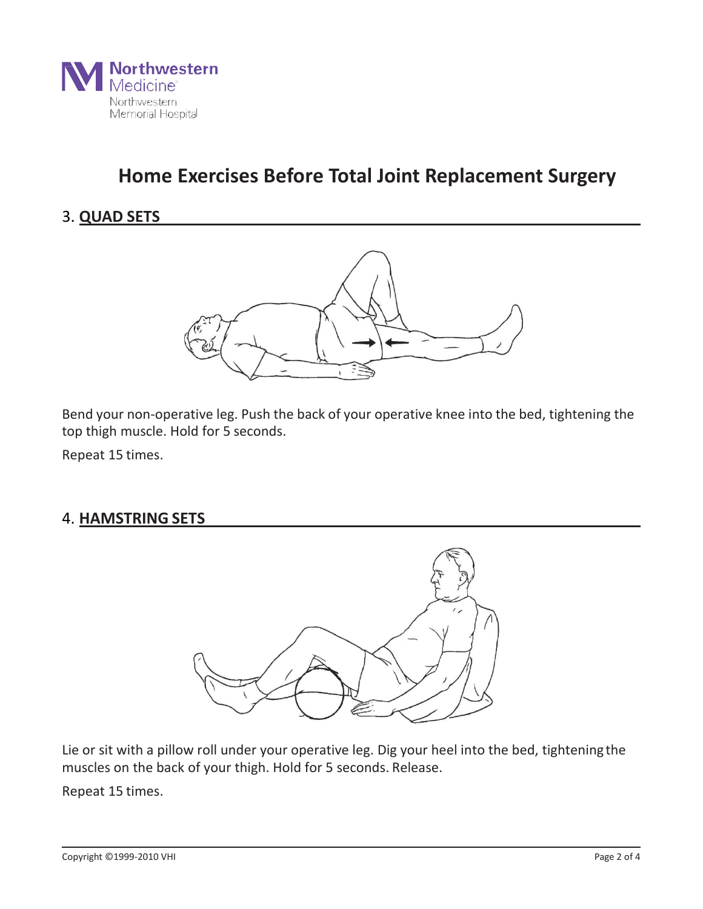# Home Exercises Before Total Joint Replacement Surgery

## 3. **QUAD SETS**

Bend your non-operative leg. Push the back of your operative knee into the bed, tightening the top thigh muscle. Hold for 5 seconds.

Repeat 15 times.

## 4. **HAMSTRING SETS**

Lie or sit with a pillow roll under your operative leg. Dig your heel into the bed, tightening the muscles on the back of your thigh. Hold for 5 seconds. Release.

Repeat 15 times.

Copyright ©1999-2010 VHI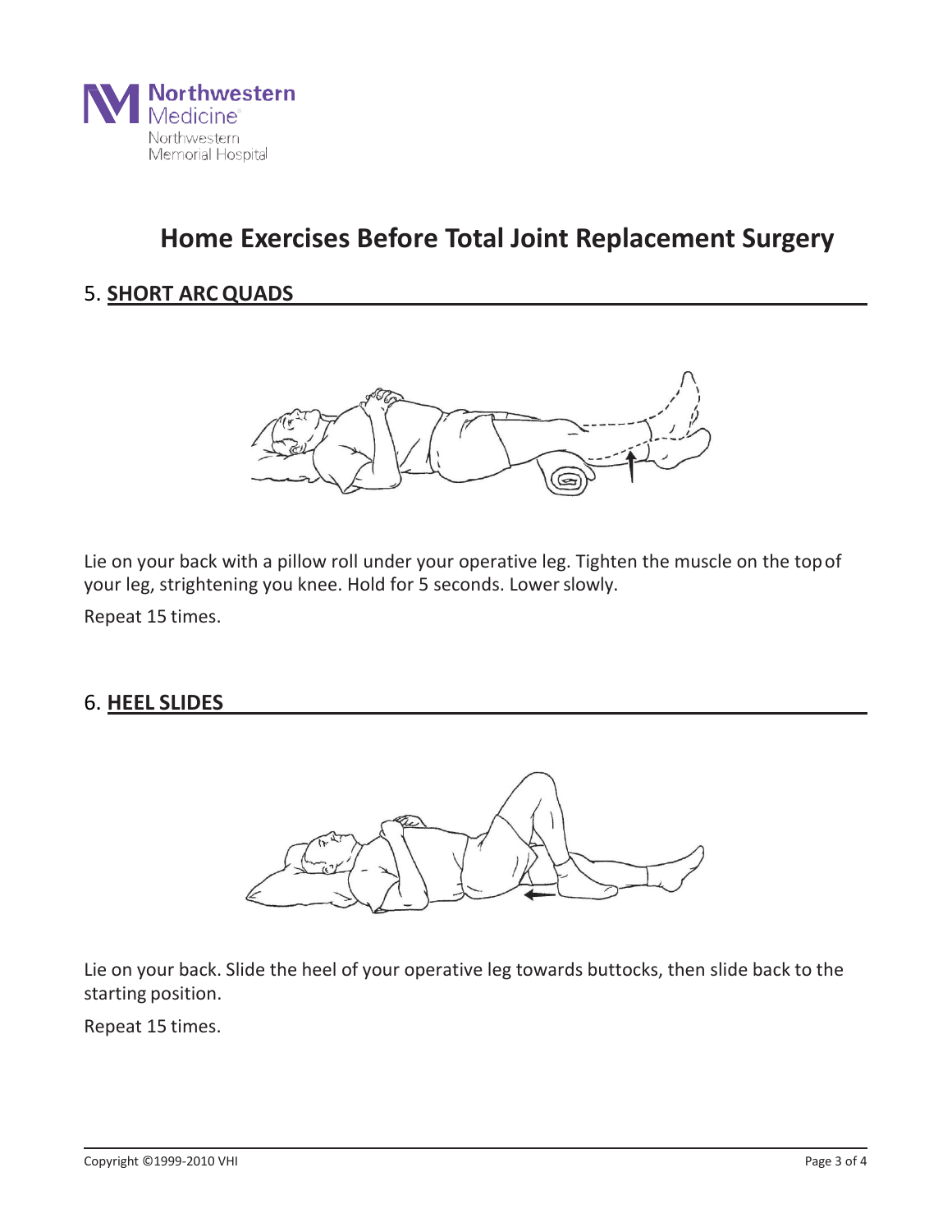# Home Exercises Before Total Joint Replacement Surgery

## 5. SHORT ARC QUADS

Lie on your back with a pillow roll under your operative leg. Tighten the muscle on the top of your leg, strightening you knee. Hold for 5 seconds. Lower slowly.

Repeat 15 times.

## 6. HEEL SLIDES

Lie on your back. Slide the heel of your operative leg towards buttocks, then slide back to the starting position.

Repeat 15 times.

Copyright ©1999-2010 VHI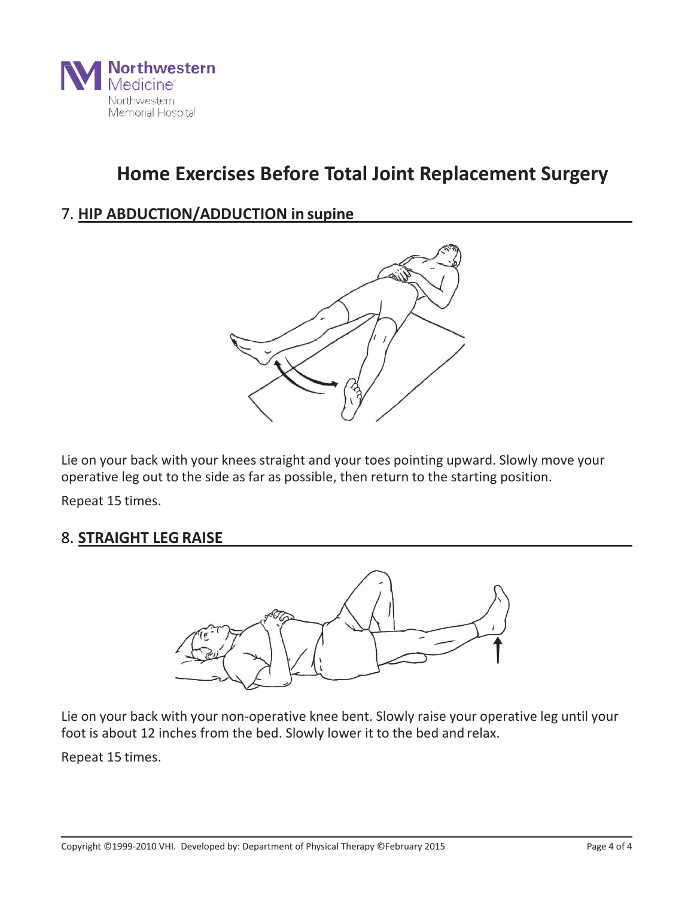# Home Exercises Before Total Joint Replacement Surgery

## 7. HIP ABDUCTION/ADDUCTION in supine

Lie on your back with your knees straight and your toes pointing upward. Slowly move your operative leg out to the side as far as possible, then return to the starting position.

Repeat 15 times.

## 8. STRAIGHT LEG RAISE

Lie on your back with your non-operative knee bent. Slowly raise your operative leg until your foot is about 12 inches from the bed. Slowly lower it to the bed and relax.

Repeat 15 times.

Copyright ©1999-2010 VHI. Developed by: Department of Physical Therapy ©February 2015